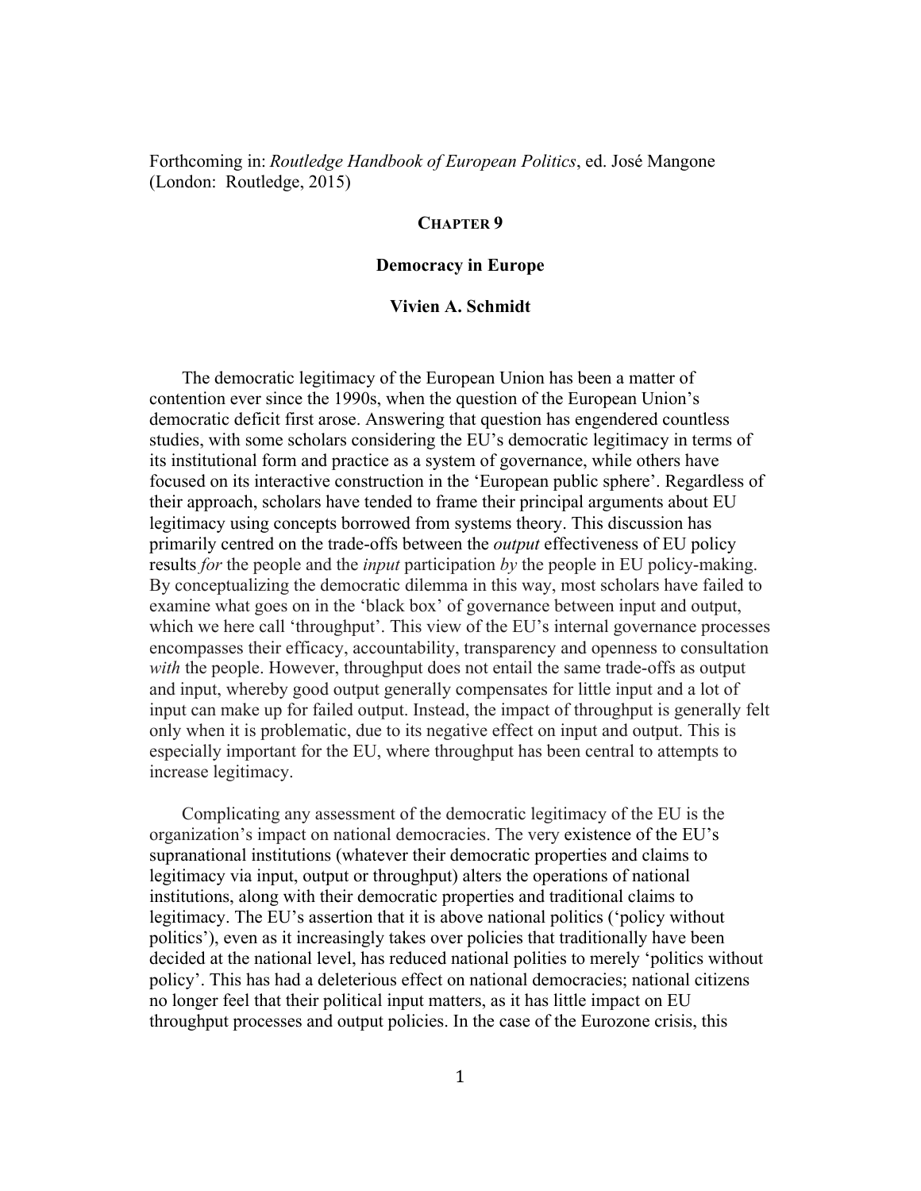Forthcoming in: *Routledge Handbook of European Politics*, ed. José Mangone (London: Routledge, 2015)

**CHAPTER 9**

# Democracy in Europe

**Vivien A. Schmidt**

The democratic legitimacy of the European Union has been a matter of contention ever since the 1990s, when the question of the European Union's democratic deficit first arose. Answering that question has engendered countless studies, with some scholars considering the EU's democratic legitimacy in terms of its institutional form and practice as a system of governance, while others have focused on its interactive construction in the 'European public sphere'. Regardless of their approach, scholars have tended to frame their principal arguments about EU legitimacy using concepts borrowed from systems theory. This discussion has primarily centred on the trade-offs between the *output* effectiveness of EU policy results *for* the people and the *input* participation *by* the people in EU policy-making. By conceptualizing the democratic dilemma in this way, most scholars have failed to examine what goes on in the 'black box' of governance between input and output, which we here call 'throughput'. This view of the EU's internal governance processes encompasses their efficacy, accountability, transparency and openness to consultation *with* the people. However, throughput does not entail the same trade-offs as output and input, whereby good output generally compensates for little input and a lot of input can make up for failed output. Instead, the impact of throughput is generally felt only when it is problematic, due to its negative effect on input and output. This is especially important for the EU, where throughput has been central to attempts to increase legitimacy.

Complicating any assessment of the democratic legitimacy of the EU is the organization's impact on national democracies. The very existence of the EU's supranational institutions (whatever their democratic properties and claims to legitimacy via input, output or throughput) alters the operations of national institutions, along with their democratic properties and traditional claims to legitimacy. The EU's assertion that it is above national politics ('policy without politics'), even as it increasingly takes over policies that traditionally have been decided at the national level, has reduced national polities to merely 'politics without policy'. This has had a deleterious effect on national democracies; national citizens no longer feel that their political input matters, as it has little impact on EU throughput processes and output policies. In the case of the Eurozone crisis, this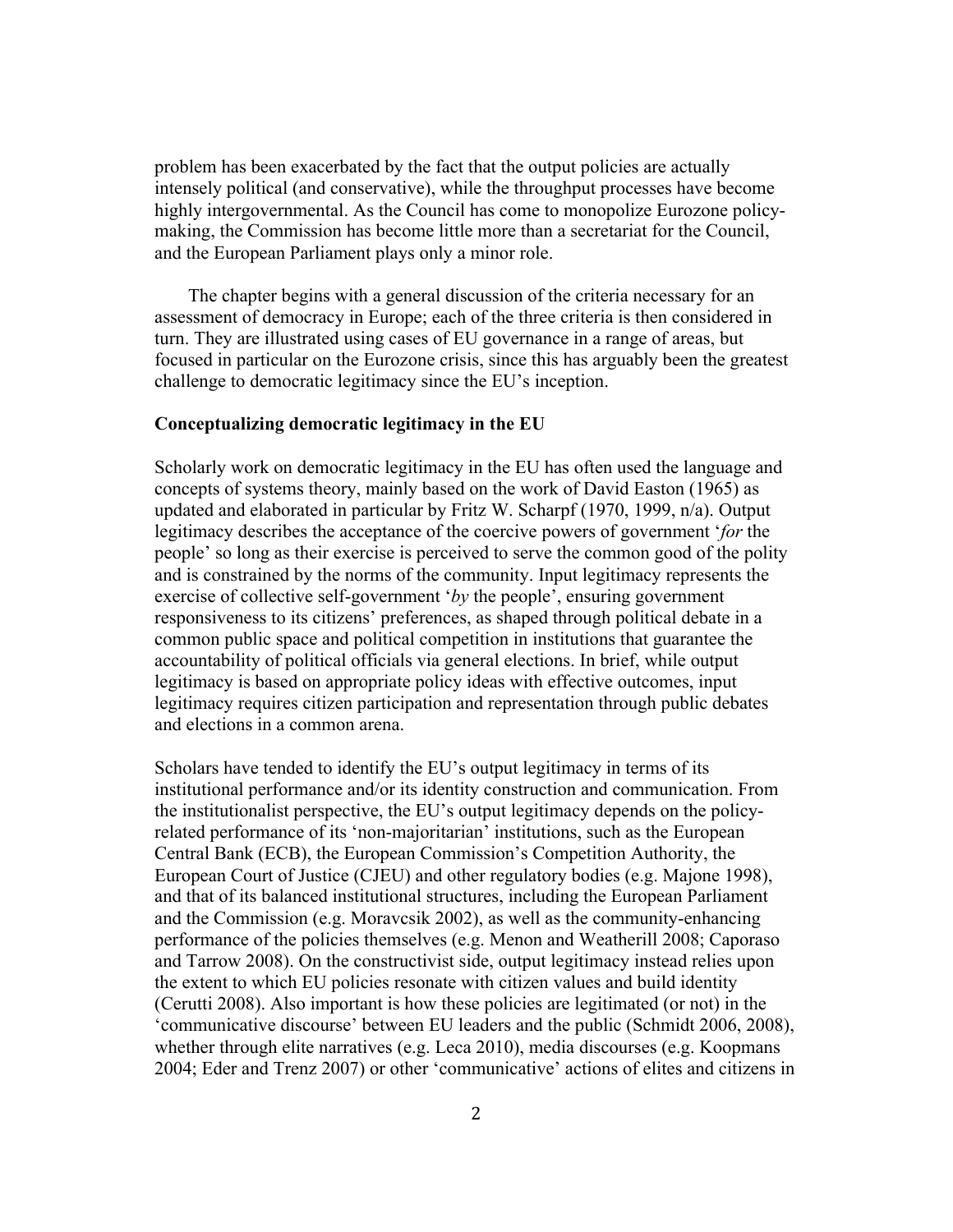problem has been exacerbated by the fact that the output policies are actually intensely political (and conservative), while the throughput processes have become highly intergovernmental. As the Council has come to monopolize Eurozone policy-making, the Commission has become little more than a secretariat for the Council, and the European Parliament plays only a minor role.

The chapter begins with a general discussion of the criteria necessary for an assessment of democracy in Europe; each of the three criteria is then considered in turn. They are illustrated using cases of EU governance in a range of areas, but focused in particular on the Eurozone crisis, since this has arguably been the greatest challenge to democratic legitimacy since the EU's inception.

**Conceptualizing democratic legitimacy in the EU**

Scholarly work on democratic legitimacy in the EU has often used the language and concepts of systems theory, mainly based on the work of David Easton (1965) as updated and elaborated in particular by Fritz W. Scharpf (1970, 1999, n/a). Output legitimacy describes the acceptance of the coercive powers of government '*for* the people' so long as their exercise is perceived to serve the common good of the polity and is constrained by the norms of the community. Input legitimacy represents the exercise of collective self-government '*by* the people', ensuring government responsiveness to its citizens' preferences, as shaped through political debate in a common public space and political competition in institutions that guarantee the accountability of political officials via general elections. In brief, while output legitimacy is based on appropriate policy ideas with effective outcomes, input legitimacy requires citizen participation and representation through public debates and elections in a common arena.

Scholars have tended to identify the EU's output legitimacy in terms of its institutional performance and/or its identity construction and communication. From the institutionalist perspective, the EU's output legitimacy depends on the policy-related performance of its 'non-majoritarian' institutions, such as the European Central Bank (ECB), the European Commission's Competition Authority, the European Court of Justice (CJEU) and other regulatory bodies (e.g. Majone 1998), and that of its balanced institutional structures, including the European Parliament and the Commission (e.g. Moravcsik 2002), as well as the community-enhancing performance of the policies themselves (e.g. Menon and Weatherill 2008; Caporaso and Tarrow 2008). On the constructivist side, output legitimacy instead relies upon the extent to which EU policies resonate with citizen values and build identity (Cerutti 2008). Also important is how these policies are legitimated (or not) in the 'communicative discourse' between EU leaders and the public (Schmidt 2006, 2008), whether through elite narratives (e.g. Leca 2010), media discourses (e.g. Koopmans 2004; Eder and Trenz 2007) or other 'communicative' actions of elites and citizens in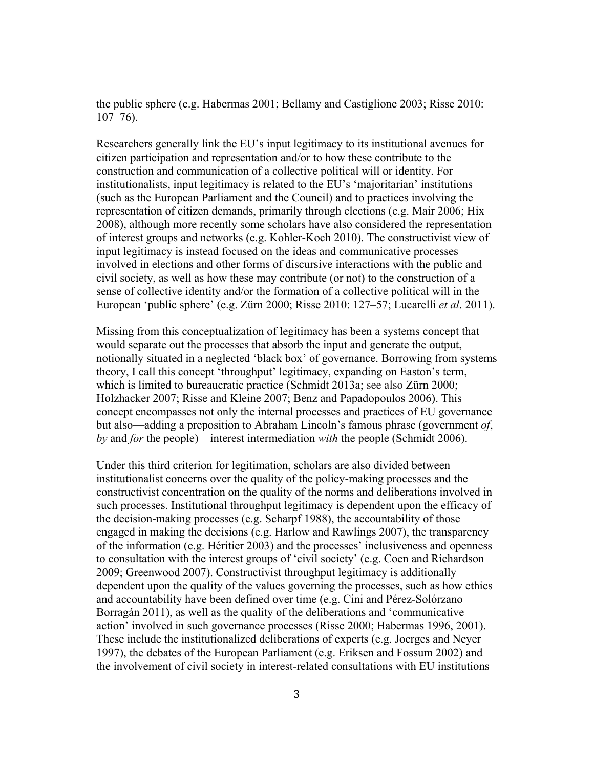the public sphere (e.g. Habermas 2001; Bellamy and Castiglione 2003; Risse 2010: 107–76).

Researchers generally link the EU's input legitimacy to its institutional avenues for citizen participation and representation and/or to how these contribute to the construction and communication of a collective political will or identity. For institutionalists, input legitimacy is related to the EU's 'majoritarian' institutions (such as the European Parliament and the Council) and to practices involving the representation of citizen demands, primarily through elections (e.g. Mair 2006; Hix 2008), although more recently some scholars have also considered the representation of interest groups and networks (e.g. Kohler-Koch 2010). The constructivist view of input legitimacy is instead focused on the ideas and communicative processes involved in elections and other forms of discursive interactions with the public and civil society, as well as how these may contribute (or not) to the construction of a sense of collective identity and/or the formation of a collective political will in the European 'public sphere' (e.g. Zürn 2000; Risse 2010: 127–57; Lucarelli *et al*. 2011).

Missing from this conceptualization of legitimacy has been a systems concept that would separate out the processes that absorb the input and generate the output, notionally situated in a neglected 'black box' of governance. Borrowing from systems theory, I call this concept 'throughput' legitimacy, expanding on Easton's term, which is limited to bureaucratic practice (Schmidt 2013a; see also Zürn 2000; Holzhacker 2007; Risse and Kleine 2007; Benz and Papadopoulos 2006). This concept encompasses not only the internal processes and practices of EU governance but also—adding a preposition to Abraham Lincoln's famous phrase (government *of*, *by* and *for* the people)—interest intermediation *with* the people (Schmidt 2006).

Under this third criterion for legitimation, scholars are also divided between institutionalist concerns over the quality of the policy-making processes and the constructivist concentration on the quality of the norms and deliberations involved in such processes. Institutional throughput legitimacy is dependent upon the efficacy of the decision-making processes (e.g. Scharpf 1988), the accountability of those engaged in making the decisions (e.g. Harlow and Rawlings 2007), the transparency of the information (e.g. Héritier 2003) and the processes' inclusiveness and openness to consultation with the interest groups of 'civil society' (e.g. Coen and Richardson 2009; Greenwood 2007). Constructivist throughput legitimacy is additionally dependent upon the quality of the values governing the processes, such as how ethics and accountability have been defined over time (e.g. Cini and Pérez-Solórzano Borragán 2011), as well as the quality of the deliberations and 'communicative action' involved in such governance processes (Risse 2000; Habermas 1996, 2001). These include the institutionalized deliberations of experts (e.g. Joerges and Neyer 1997), the debates of the European Parliament (e.g. Eriksen and Fossum 2002) and the involvement of civil society in interest-related consultations with EU institutions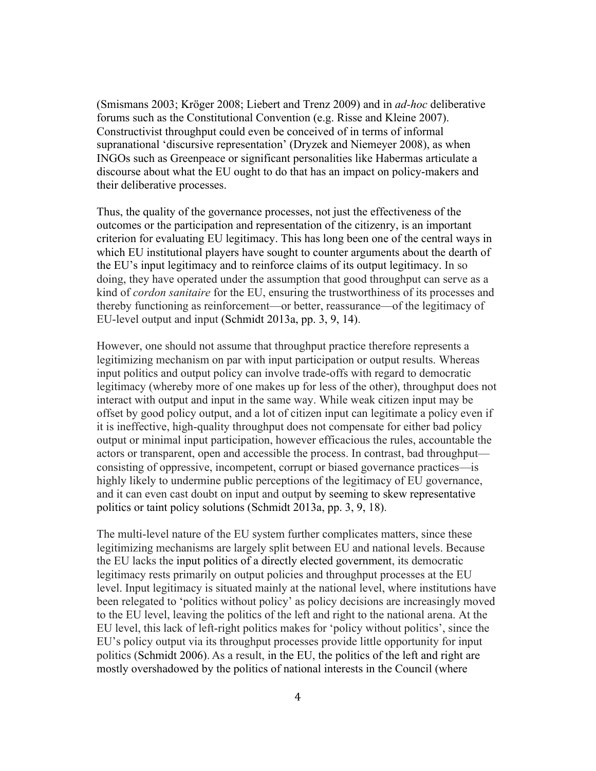(Smismans 2003; Kröger 2008; Liebert and Trenz 2009) and in *ad-hoc* deliberative forums such as the Constitutional Convention (e.g. Risse and Kleine 2007). Constructivist throughput could even be conceived of in terms of informal supranational 'discursive representation' (Dryzek and Niemeyer 2008), as when INGOs such as Greenpeace or significant personalities like Habermas articulate a discourse about what the EU ought to do that has an impact on policy-makers and their deliberative processes.

Thus, the quality of the governance processes, not just the effectiveness of the outcomes or the participation and representation of the citizenry, is an important criterion for evaluating EU legitimacy. This has long been one of the central ways in which EU institutional players have sought to counter arguments about the dearth of the EU's input legitimacy and to reinforce claims of its output legitimacy. In so doing, they have operated under the assumption that good throughput can serve as a kind of *cordon sanitaire* for the EU, ensuring the trustworthiness of its processes and thereby functioning as reinforcement—or better, reassurance—of the legitimacy of EU-level output and input (Schmidt 2013a, pp. 3, 9, 14).

However, one should not assume that throughput practice therefore represents a legitimizing mechanism on par with input participation or output results. Whereas input politics and output policy can involve trade-offs with regard to democratic legitimacy (whereby more of one makes up for less of the other), throughput does not interact with output and input in the same way. While weak citizen input may be offset by good policy output, and a lot of citizen input can legitimate a policy even if it is ineffective, high-quality throughput does not compensate for either bad policy output or minimal input participation, however efficacious the rules, accountable the actors or transparent, open and accessible the process. In contrast, bad throughput—consisting of oppressive, incompetent, corrupt or biased governance practices—is highly likely to undermine public perceptions of the legitimacy of EU governance, and it can even cast doubt on input and output by seeming to skew representative politics or taint policy solutions (Schmidt 2013a, pp. 3, 9, 18).

The multi-level nature of the EU system further complicates matters, since these legitimizing mechanisms are largely split between EU and national levels. Because the EU lacks the input politics of a directly elected government, its democratic legitimacy rests primarily on output policies and throughput processes at the EU level. Input legitimacy is situated mainly at the national level, where institutions have been relegated to 'politics without policy' as policy decisions are increasingly moved to the EU level, leaving the politics of the left and right to the national arena. At the EU level, this lack of left-right politics makes for 'policy without politics', since the EU's policy output via its throughput processes provide little opportunity for input politics (Schmidt 2006). As a result, in the EU, the politics of the left and right are mostly overshadowed by the politics of national interests in the Council (where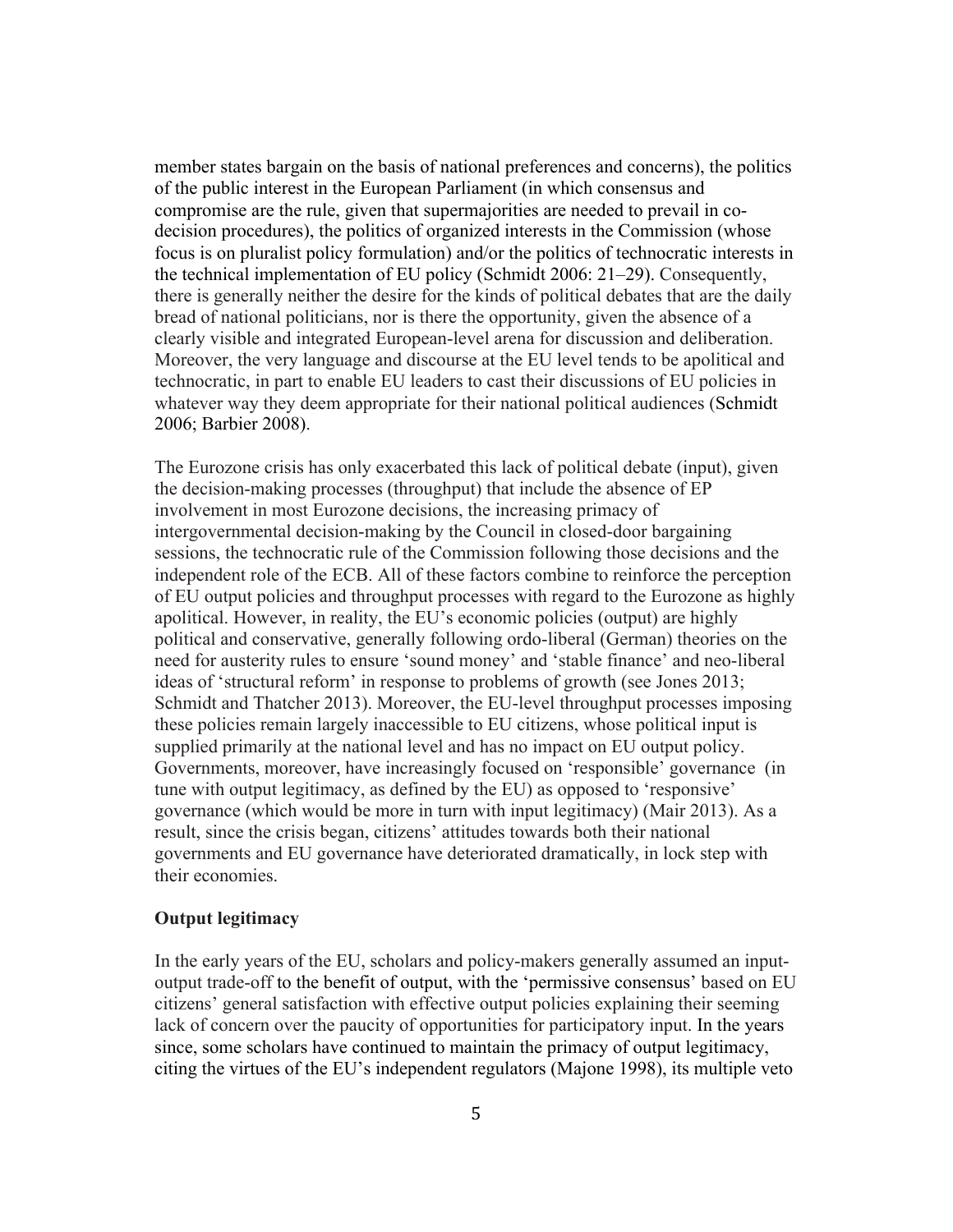member states bargain on the basis of national preferences and concerns), the politics of the public interest in the European Parliament (in which consensus and compromise are the rule, given that supermajorities are needed to prevail in co-decision procedures), the politics of organized interests in the Commission (whose focus is on pluralist policy formulation) and/or the politics of technocratic interests in the technical implementation of EU policy (Schmidt 2006: 21–29). Consequently, there is generally neither the desire for the kinds of political debates that are the daily bread of national politicians, nor is there the opportunity, given the absence of a clearly visible and integrated European-level arena for discussion and deliberation. Moreover, the very language and discourse at the EU level tends to be apolitical and technocratic, in part to enable EU leaders to cast their discussions of EU policies in whatever way they deem appropriate for their national political audiences (Schmidt 2006; Barbier 2008).

The Eurozone crisis has only exacerbated this lack of political debate (input), given the decision-making processes (throughput) that include the absence of EP involvement in most Eurozone decisions, the increasing primacy of intergovernmental decision-making by the Council in closed-door bargaining sessions, the technocratic rule of the Commission following those decisions and the independent role of the ECB. All of these factors combine to reinforce the perception of EU output policies and throughput processes with regard to the Eurozone as highly apolitical. However, in reality, the EU's economic policies (output) are highly political and conservative, generally following ordo-liberal (German) theories on the need for austerity rules to ensure 'sound money' and 'stable finance' and neo-liberal ideas of 'structural reform' in response to problems of growth (see Jones 2013; Schmidt and Thatcher 2013). Moreover, the EU-level throughput processes imposing these policies remain largely inaccessible to EU citizens, whose political input is supplied primarily at the national level and has no impact on EU output policy. Governments, moreover, have increasingly focused on 'responsible' governance (in tune with output legitimacy, as defined by the EU) as opposed to 'responsive' governance (which would be more in turn with input legitimacy) (Mair 2013). As a result, since the crisis began, citizens' attitudes towards both their national governments and EU governance have deteriorated dramatically, in lock step with their economies.

**Output legitimacy**

In the early years of the EU, scholars and policy-makers generally assumed an input-output trade-off to the benefit of output, with the 'permissive consensus' based on EU citizens' general satisfaction with effective output policies explaining their seeming lack of concern over the paucity of opportunities for participatory input. In the years since, some scholars have continued to maintain the primacy of output legitimacy, citing the virtues of the EU's independent regulators (Majone 1998), its multiple veto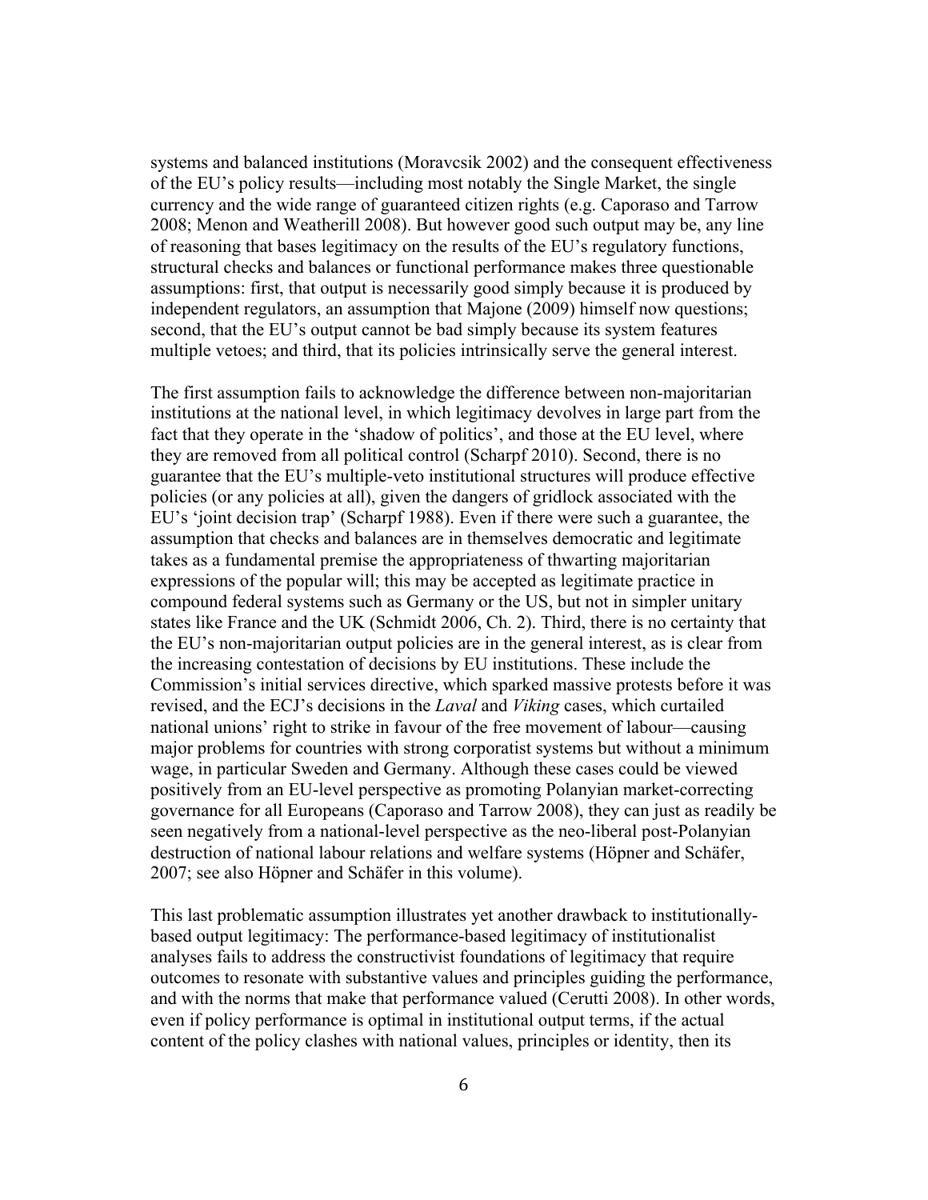systems and balanced institutions (Moravcsik 2002) and the consequent effectiveness of the EU's policy results—including most notably the Single Market, the single currency and the wide range of guaranteed citizen rights (e.g. Caporaso and Tarrow 2008; Menon and Weatherill 2008). But however good such output may be, any line of reasoning that bases legitimacy on the results of the EU's regulatory functions, structural checks and balances or functional performance makes three questionable assumptions: first, that output is necessarily good simply because it is produced by independent regulators, an assumption that Majone (2009) himself now questions; second, that the EU's output cannot be bad simply because its system features multiple vetoes; and third, that its policies intrinsically serve the general interest.

The first assumption fails to acknowledge the difference between non-majoritarian institutions at the national level, in which legitimacy devolves in large part from the fact that they operate in the 'shadow of politics', and those at the EU level, where they are removed from all political control (Scharpf 2010). Second, there is no guarantee that the EU's multiple-veto institutional structures will produce effective policies (or any policies at all), given the dangers of gridlock associated with the EU's 'joint decision trap' (Scharpf 1988). Even if there were such a guarantee, the assumption that checks and balances are in themselves democratic and legitimate takes as a fundamental premise the appropriateness of thwarting majoritarian expressions of the popular will; this may be accepted as legitimate practice in compound federal systems such as Germany or the US, but not in simpler unitary states like France and the UK (Schmidt 2006, Ch. 2). Third, there is no certainty that the EU's non-majoritarian output policies are in the general interest, as is clear from the increasing contestation of decisions by EU institutions. These include the Commission's initial services directive, which sparked massive protests before it was revised, and the ECJ's decisions in the *Laval* and *Viking* cases, which curtailed national unions' right to strike in favour of the free movement of labour—causing major problems for countries with strong corporatist systems but without a minimum wage, in particular Sweden and Germany. Although these cases could be viewed positively from an EU-level perspective as promoting Polanyian market-correcting governance for all Europeans (Caporaso and Tarrow 2008), they can just as readily be seen negatively from a national-level perspective as the neo-liberal post-Polanyian destruction of national labour relations and welfare systems (Höpner and Schäfer, 2007; see also Höpner and Schäfer in this volume).

This last problematic assumption illustrates yet another drawback to institutionally-based output legitimacy: The performance-based legitimacy of institutionalist analyses fails to address the constructivist foundations of legitimacy that require outcomes to resonate with substantive values and principles guiding the performance, and with the norms that make that performance valued (Cerutti 2008). In other words, even if policy performance is optimal in institutional output terms, if the actual content of the policy clashes with national values, principles or identity, then its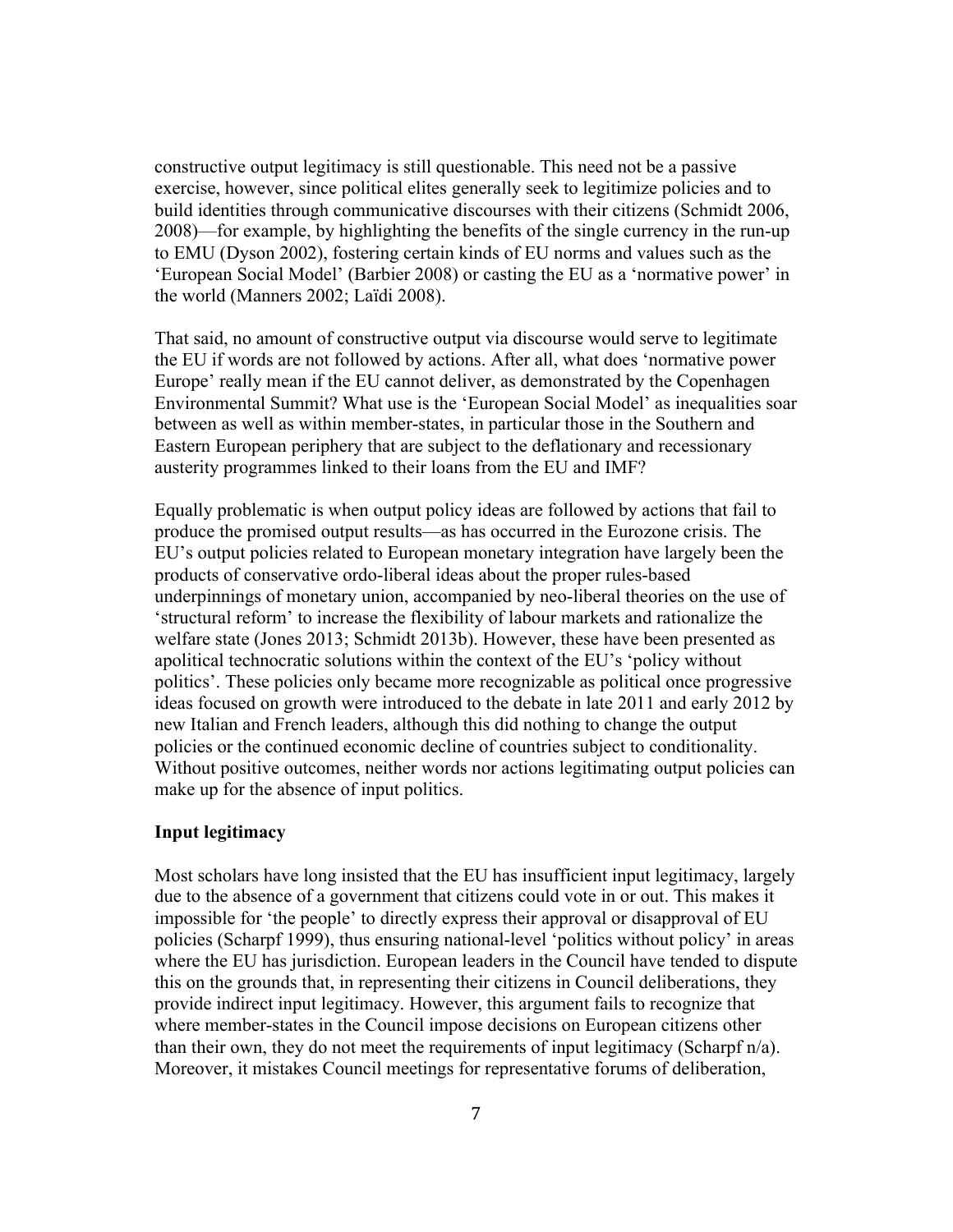constructive output legitimacy is still questionable. This need not be a passive exercise, however, since political elites generally seek to legitimize policies and to build identities through communicative discourses with their citizens (Schmidt 2006, 2008)—for example, by highlighting the benefits of the single currency in the run-up to EMU (Dyson 2002), fostering certain kinds of EU norms and values such as the 'European Social Model' (Barbier 2008) or casting the EU as a 'normative power' in the world (Manners 2002; Laïdi 2008).

That said, no amount of constructive output via discourse would serve to legitimate the EU if words are not followed by actions. After all, what does 'normative power Europe' really mean if the EU cannot deliver, as demonstrated by the Copenhagen Environmental Summit? What use is the 'European Social Model' as inequalities soar between as well as within member-states, in particular those in the Southern and Eastern European periphery that are subject to the deflationary and recessionary austerity programmes linked to their loans from the EU and IMF?

Equally problematic is when output policy ideas are followed by actions that fail to produce the promised output results—as has occurred in the Eurozone crisis. The EU's output policies related to European monetary integration have largely been the products of conservative ordo-liberal ideas about the proper rules-based underpinnings of monetary union, accompanied by neo-liberal theories on the use of 'structural reform' to increase the flexibility of labour markets and rationalize the welfare state (Jones 2013; Schmidt 2013b). However, these have been presented as apolitical technocratic solutions within the context of the EU's 'policy without politics'. These policies only became more recognizable as political once progressive ideas focused on growth were introduced to the debate in late 2011 and early 2012 by new Italian and French leaders, although this did nothing to change the output policies or the continued economic decline of countries subject to conditionality. Without positive outcomes, neither words nor actions legitimating output policies can make up for the absence of input politics.

**Input legitimacy**

Most scholars have long insisted that the EU has insufficient input legitimacy, largely due to the absence of a government that citizens could vote in or out. This makes it impossible for 'the people' to directly express their approval or disapproval of EU policies (Scharpf 1999), thus ensuring national-level 'politics without policy' in areas where the EU has jurisdiction. European leaders in the Council have tended to dispute this on the grounds that, in representing their citizens in Council deliberations, they provide indirect input legitimacy. However, this argument fails to recognize that where member-states in the Council impose decisions on European citizens other than their own, they do not meet the requirements of input legitimacy (Scharpf n/a). Moreover, it mistakes Council meetings for representative forums of deliberation,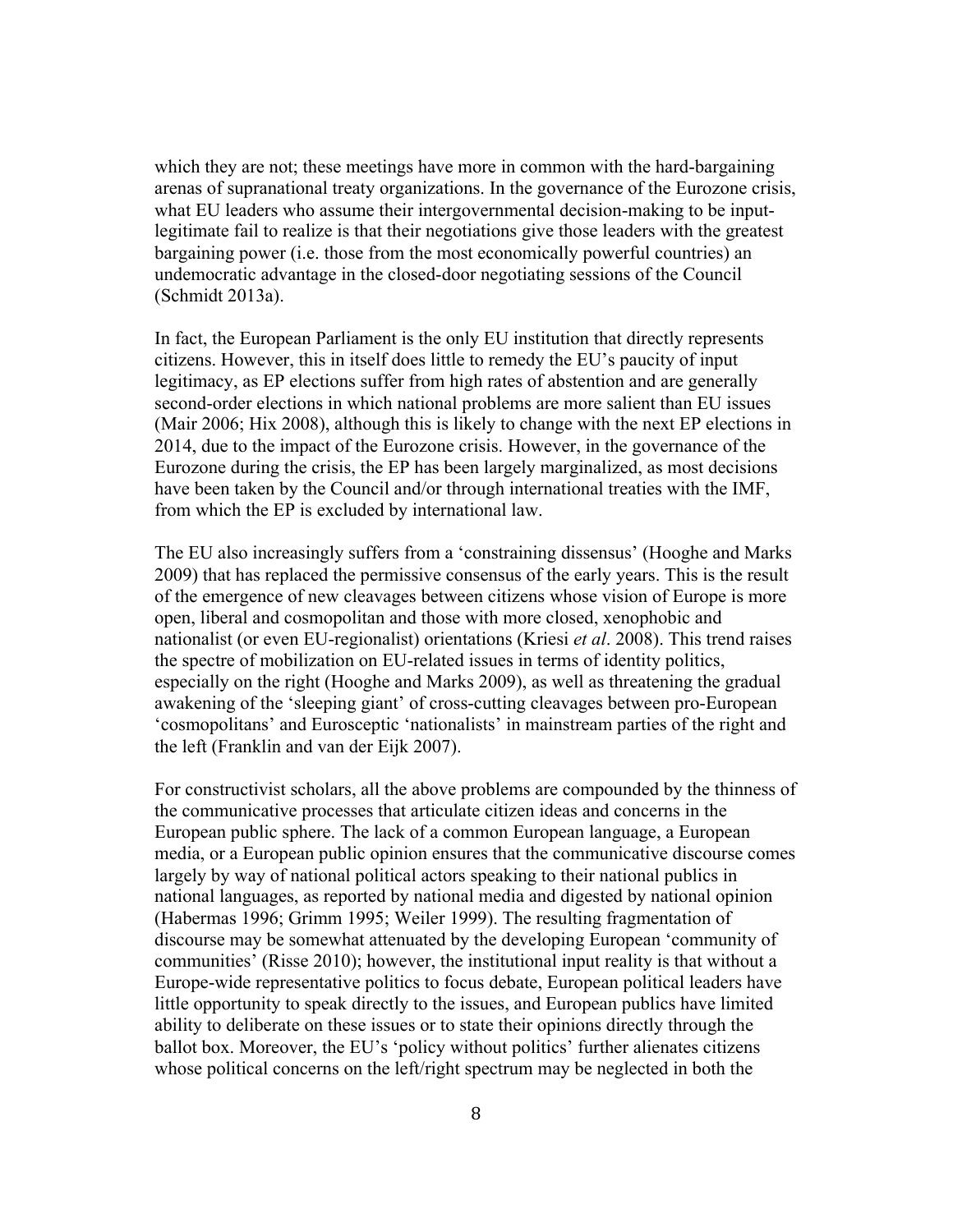which they are not; these meetings have more in common with the hard-bargaining arenas of supranational treaty organizations. In the governance of the Eurozone crisis, what EU leaders who assume their intergovernmental decision-making to be input-legitimate fail to realize is that their negotiations give those leaders with the greatest bargaining power (i.e. those from the most economically powerful countries) an undemocratic advantage in the closed-door negotiating sessions of the Council (Schmidt 2013a).

In fact, the European Parliament is the only EU institution that directly represents citizens. However, this in itself does little to remedy the EU's paucity of input legitimacy, as EP elections suffer from high rates of abstention and are generally second-order elections in which national problems are more salient than EU issues (Mair 2006; Hix 2008), although this is likely to change with the next EP elections in 2014, due to the impact of the Eurozone crisis. However, in the governance of the Eurozone during the crisis, the EP has been largely marginalized, as most decisions have been taken by the Council and/or through international treaties with the IMF, from which the EP is excluded by international law.

The EU also increasingly suffers from a 'constraining dissensus' (Hooghe and Marks 2009) that has replaced the permissive consensus of the early years. This is the result of the emergence of new cleavages between citizens whose vision of Europe is more open, liberal and cosmopolitan and those with more closed, xenophobic and nationalist (or even EU-regionalist) orientations (Kriesi *et al*. 2008). This trend raises the spectre of mobilization on EU-related issues in terms of identity politics, especially on the right (Hooghe and Marks 2009), as well as threatening the gradual awakening of the 'sleeping giant' of cross-cutting cleavages between pro-European 'cosmopolitans' and Eurosceptic 'nationalists' in mainstream parties of the right and the left (Franklin and van der Eijk 2007).

For constructivist scholars, all the above problems are compounded by the thinness of the communicative processes that articulate citizen ideas and concerns in the European public sphere. The lack of a common European language, a European media, or a European public opinion ensures that the communicative discourse comes largely by way of national political actors speaking to their national publics in national languages, as reported by national media and digested by national opinion (Habermas 1996; Grimm 1995; Weiler 1999). The resulting fragmentation of discourse may be somewhat attenuated by the developing European 'community of communities' (Risse 2010); however, the institutional input reality is that without a Europe-wide representative politics to focus debate, European political leaders have little opportunity to speak directly to the issues, and European publics have limited ability to deliberate on these issues or to state their opinions directly through the ballot box. Moreover, the EU's 'policy without politics' further alienates citizens whose political concerns on the left/right spectrum may be neglected in both the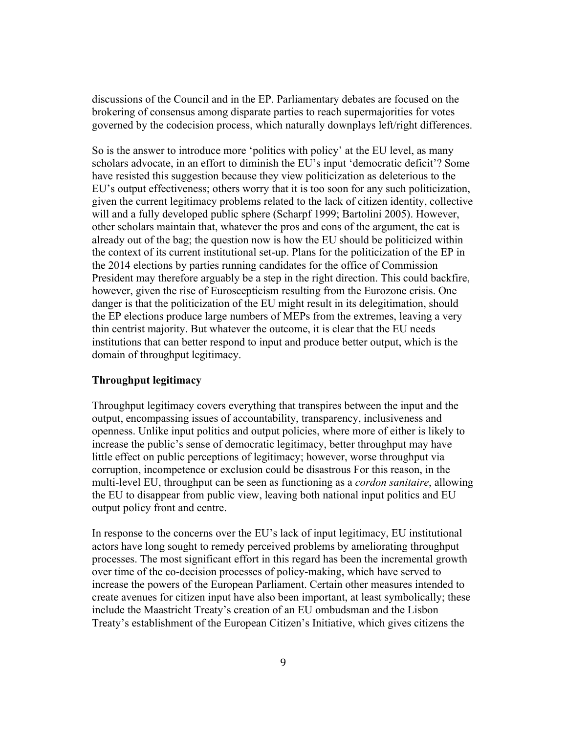discussions of the Council and in the EP. Parliamentary debates are focused on the brokering of consensus among disparate parties to reach supermajorities for votes governed by the codecision process, which naturally downplays left/right differences.

So is the answer to introduce more 'politics with policy' at the EU level, as many scholars advocate, in an effort to diminish the EU's input 'democratic deficit'? Some have resisted this suggestion because they view politicization as deleterious to the EU's output effectiveness; others worry that it is too soon for any such politicization, given the current legitimacy problems related to the lack of citizen identity, collective will and a fully developed public sphere (Scharpf 1999; Bartolini 2005). However, other scholars maintain that, whatever the pros and cons of the argument, the cat is already out of the bag; the question now is how the EU should be politicized within the context of its current institutional set-up. Plans for the politicization of the EP in the 2014 elections by parties running candidates for the office of Commission President may therefore arguably be a step in the right direction. This could backfire, however, given the rise of Euroscepticism resulting from the Eurozone crisis. One danger is that the politicization of the EU might result in its delegitimation, should the EP elections produce large numbers of MEPs from the extremes, leaving a very thin centrist majority. But whatever the outcome, it is clear that the EU needs institutions that can better respond to input and produce better output, which is the domain of throughput legitimacy.

**Throughput legitimacy**

Throughput legitimacy covers everything that transpires between the input and the output, encompassing issues of accountability, transparency, inclusiveness and openness. Unlike input politics and output policies, where more of either is likely to increase the public's sense of democratic legitimacy, better throughput may have little effect on public perceptions of legitimacy; however, worse throughput via corruption, incompetence or exclusion could be disastrous For this reason, in the multi-level EU, throughput can be seen as functioning as a *cordon sanitaire*, allowing the EU to disappear from public view, leaving both national input politics and EU output policy front and centre.

In response to the concerns over the EU's lack of input legitimacy, EU institutional actors have long sought to remedy perceived problems by ameliorating throughput processes. The most significant effort in this regard has been the incremental growth over time of the co-decision processes of policy-making, which have served to increase the powers of the European Parliament. Certain other measures intended to create avenues for citizen input have also been important, at least symbolically; these include the Maastricht Treaty's creation of an EU ombudsman and the Lisbon Treaty's establishment of the European Citizen's Initiative, which gives citizens the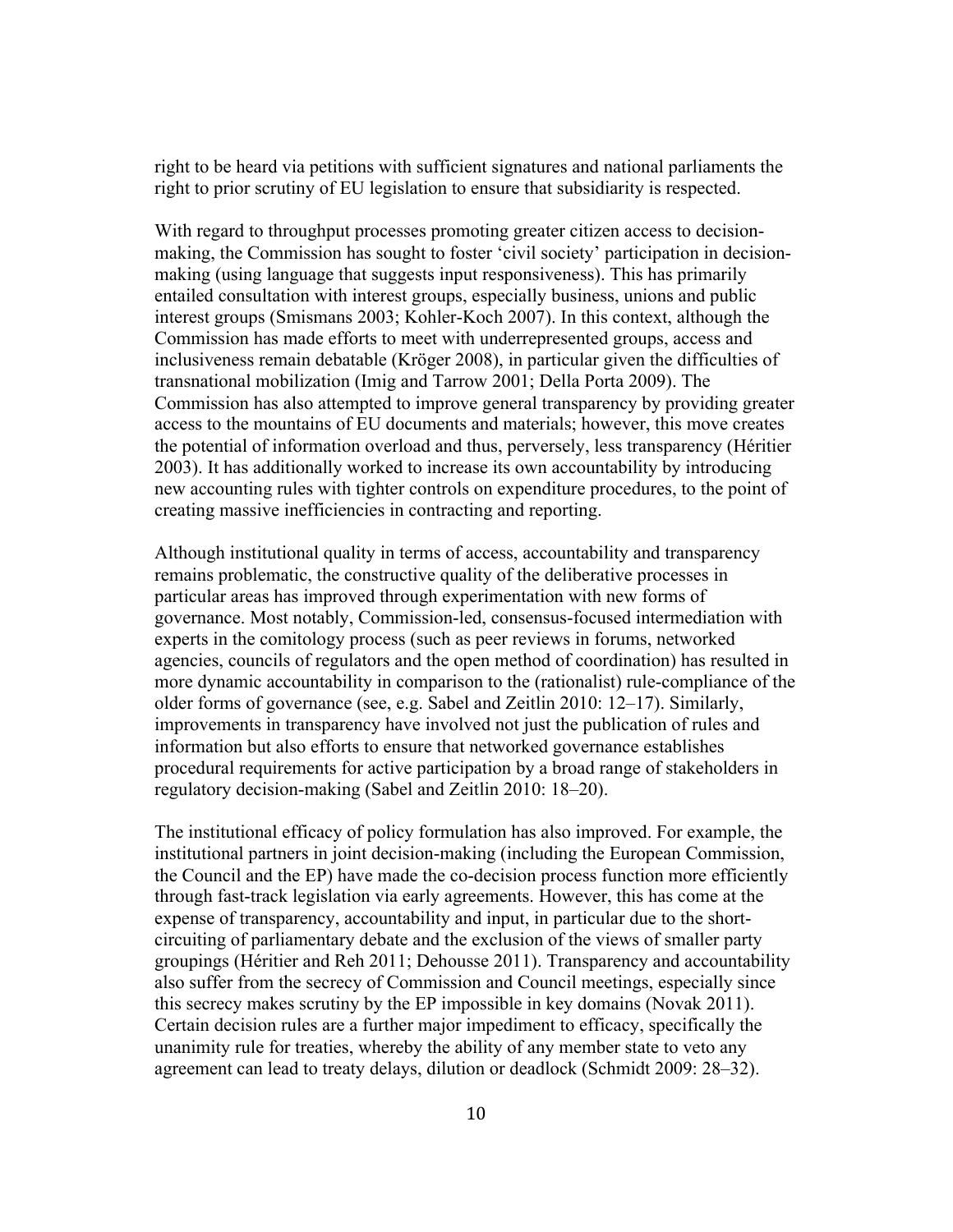right to be heard via petitions with sufficient signatures and national parliaments the right to prior scrutiny of EU legislation to ensure that subsidiarity is respected.

With regard to throughput processes promoting greater citizen access to decision-making, the Commission has sought to foster 'civil society' participation in decision-making (using language that suggests input responsiveness). This has primarily entailed consultation with interest groups, especially business, unions and public interest groups (Smismans 2003; Kohler-Koch 2007). In this context, although the Commission has made efforts to meet with underrepresented groups, access and inclusiveness remain debatable (Kröger 2008), in particular given the difficulties of transnational mobilization (Imig and Tarrow 2001; Della Porta 2009). The Commission has also attempted to improve general transparency by providing greater access to the mountains of EU documents and materials; however, this move creates the potential of information overload and thus, perversely, less transparency (Héritier 2003). It has additionally worked to increase its own accountability by introducing new accounting rules with tighter controls on expenditure procedures, to the point of creating massive inefficiencies in contracting and reporting.

Although institutional quality in terms of access, accountability and transparency remains problematic, the constructive quality of the deliberative processes in particular areas has improved through experimentation with new forms of governance. Most notably, Commission-led, consensus-focused intermediation with experts in the comitology process (such as peer reviews in forums, networked agencies, councils of regulators and the open method of coordination) has resulted in more dynamic accountability in comparison to the (rationalist) rule-compliance of the older forms of governance (see, e.g. Sabel and Zeitlin 2010: 12–17). Similarly, improvements in transparency have involved not just the publication of rules and information but also efforts to ensure that networked governance establishes procedural requirements for active participation by a broad range of stakeholders in regulatory decision-making (Sabel and Zeitlin 2010: 18–20).

The institutional efficacy of policy formulation has also improved. For example, the institutional partners in joint decision-making (including the European Commission, the Council and the EP) have made the co-decision process function more efficiently through fast-track legislation via early agreements. However, this has come at the expense of transparency, accountability and input, in particular due to the short-circuiting of parliamentary debate and the exclusion of the views of smaller party groupings (Héritier and Reh 2011; Dehousse 2011). Transparency and accountability also suffer from the secrecy of Commission and Council meetings, especially since this secrecy makes scrutiny by the EP impossible in key domains (Novak 2011). Certain decision rules are a further major impediment to efficacy, specifically the unanimity rule for treaties, whereby the ability of any member state to veto any agreement can lead to treaty delays, dilution or deadlock (Schmidt 2009: 28–32).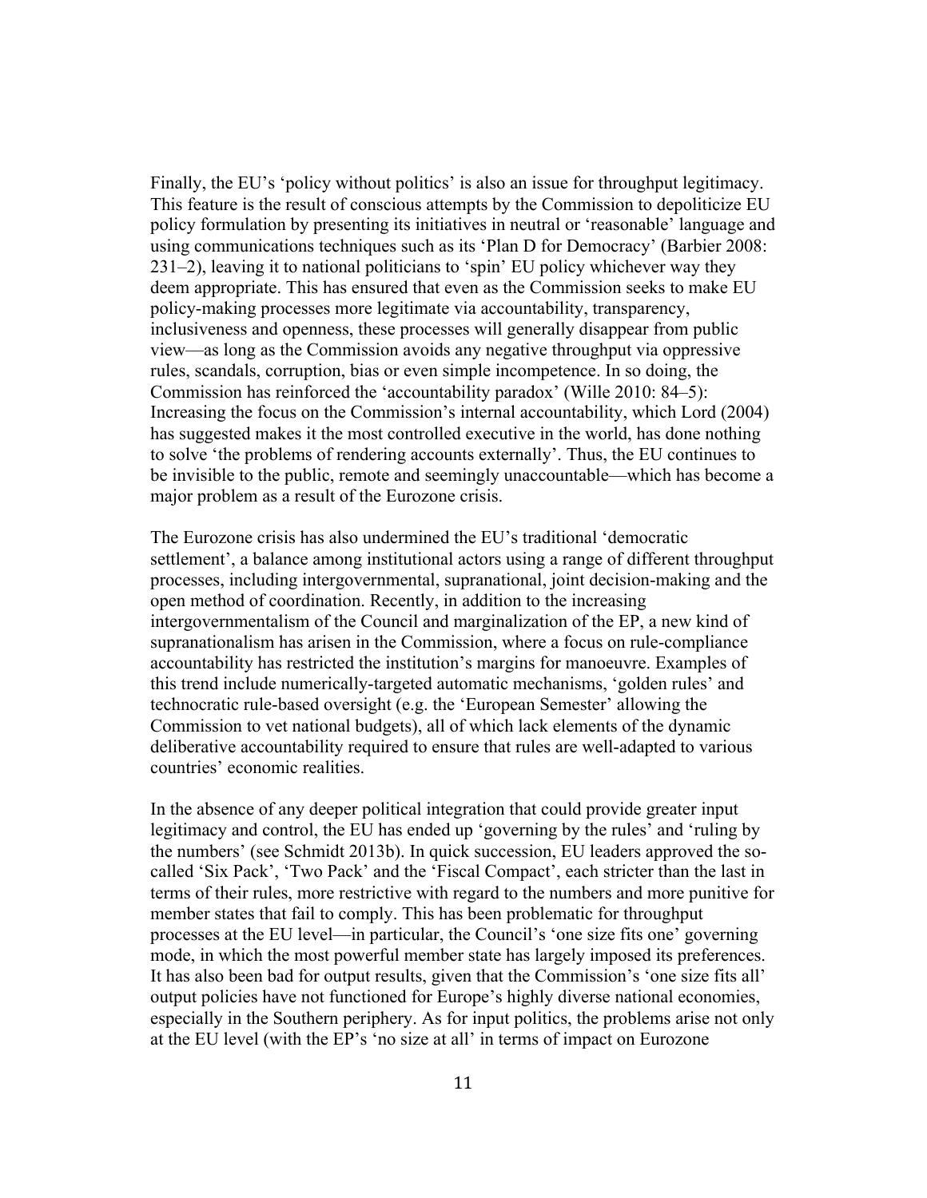Finally, the EU's 'policy without politics' is also an issue for throughput legitimacy. This feature is the result of conscious attempts by the Commission to depoliticize EU policy formulation by presenting its initiatives in neutral or 'reasonable' language and using communications techniques such as its 'Plan D for Democracy' (Barbier 2008: 231–2), leaving it to national politicians to 'spin' EU policy whichever way they deem appropriate. This has ensured that even as the Commission seeks to make EU policy-making processes more legitimate via accountability, transparency, inclusiveness and openness, these processes will generally disappear from public view—as long as the Commission avoids any negative throughput via oppressive rules, scandals, corruption, bias or even simple incompetence. In so doing, the Commission has reinforced the 'accountability paradox' (Wille 2010: 84–5): Increasing the focus on the Commission's internal accountability, which Lord (2004) has suggested makes it the most controlled executive in the world, has done nothing to solve 'the problems of rendering accounts externally'. Thus, the EU continues to be invisible to the public, remote and seemingly unaccountable—which has become a major problem as a result of the Eurozone crisis.

The Eurozone crisis has also undermined the EU's traditional 'democratic settlement', a balance among institutional actors using a range of different throughput processes, including intergovernmental, supranational, joint decision-making and the open method of coordination. Recently, in addition to the increasing intergovernmentalism of the Council and marginalization of the EP, a new kind of supranationalism has arisen in the Commission, where a focus on rule-compliance accountability has restricted the institution's margins for manoeuvre. Examples of this trend include numerically-targeted automatic mechanisms, 'golden rules' and technocratic rule-based oversight (e.g. the 'European Semester' allowing the Commission to vet national budgets), all of which lack elements of the dynamic deliberative accountability required to ensure that rules are well-adapted to various countries' economic realities.

In the absence of any deeper political integration that could provide greater input legitimacy and control, the EU has ended up 'governing by the rules' and 'ruling by the numbers' (see Schmidt 2013b). In quick succession, EU leaders approved the so-called 'Six Pack', 'Two Pack' and the 'Fiscal Compact', each stricter than the last in terms of their rules, more restrictive with regard to the numbers and more punitive for member states that fail to comply. This has been problematic for throughput processes at the EU level—in particular, the Council's 'one size fits one' governing mode, in which the most powerful member state has largely imposed its preferences. It has also been bad for output results, given that the Commission's 'one size fits all' output policies have not functioned for Europe's highly diverse national economies, especially in the Southern periphery. As for input politics, the problems arise not only at the EU level (with the EP's 'no size at all' in terms of impact on Eurozone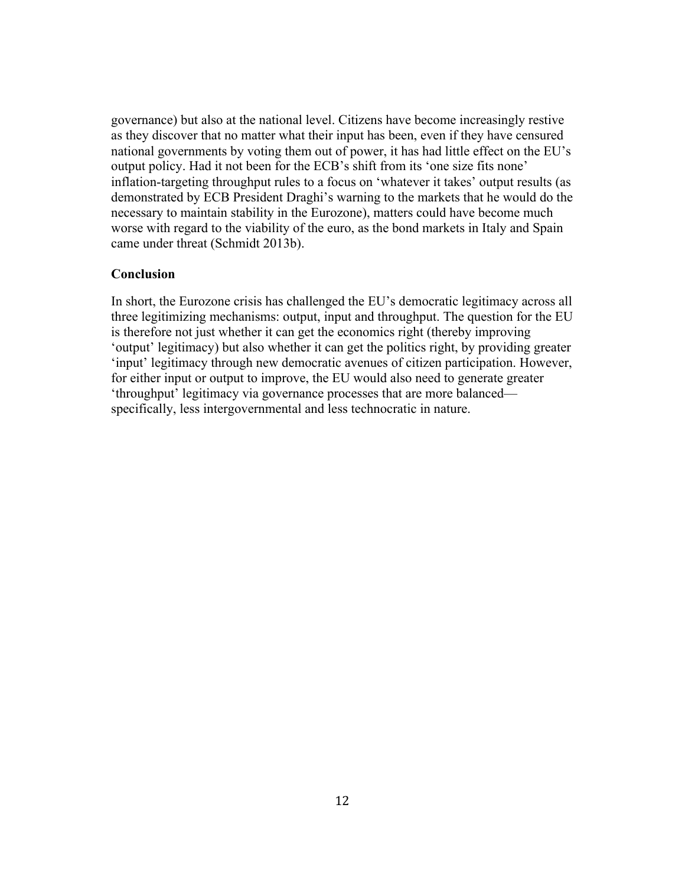governance) but also at the national level. Citizens have become increasingly restive as they discover that no matter what their input has been, even if they have censured national governments by voting them out of power, it has had little effect on the EU's output policy. Had it not been for the ECB's shift from its 'one size fits none' inflation-targeting throughput rules to a focus on 'whatever it takes' output results (as demonstrated by ECB President Draghi's warning to the markets that he would do the necessary to maintain stability in the Eurozone), matters could have become much worse with regard to the viability of the euro, as the bond markets in Italy and Spain came under threat (Schmidt 2013b).

## Conclusion

In short, the Eurozone crisis has challenged the EU's democratic legitimacy across all three legitimizing mechanisms: output, input and throughput. The question for the EU is therefore not just whether it can get the economics right (thereby improving 'output' legitimacy) but also whether it can get the politics right, by providing greater 'input' legitimacy through new democratic avenues of citizen participation. However, for either input or output to improve, the EU would also need to generate greater 'throughput' legitimacy via governance processes that are more balanced—specifically, less intergovernmental and less technocratic in nature.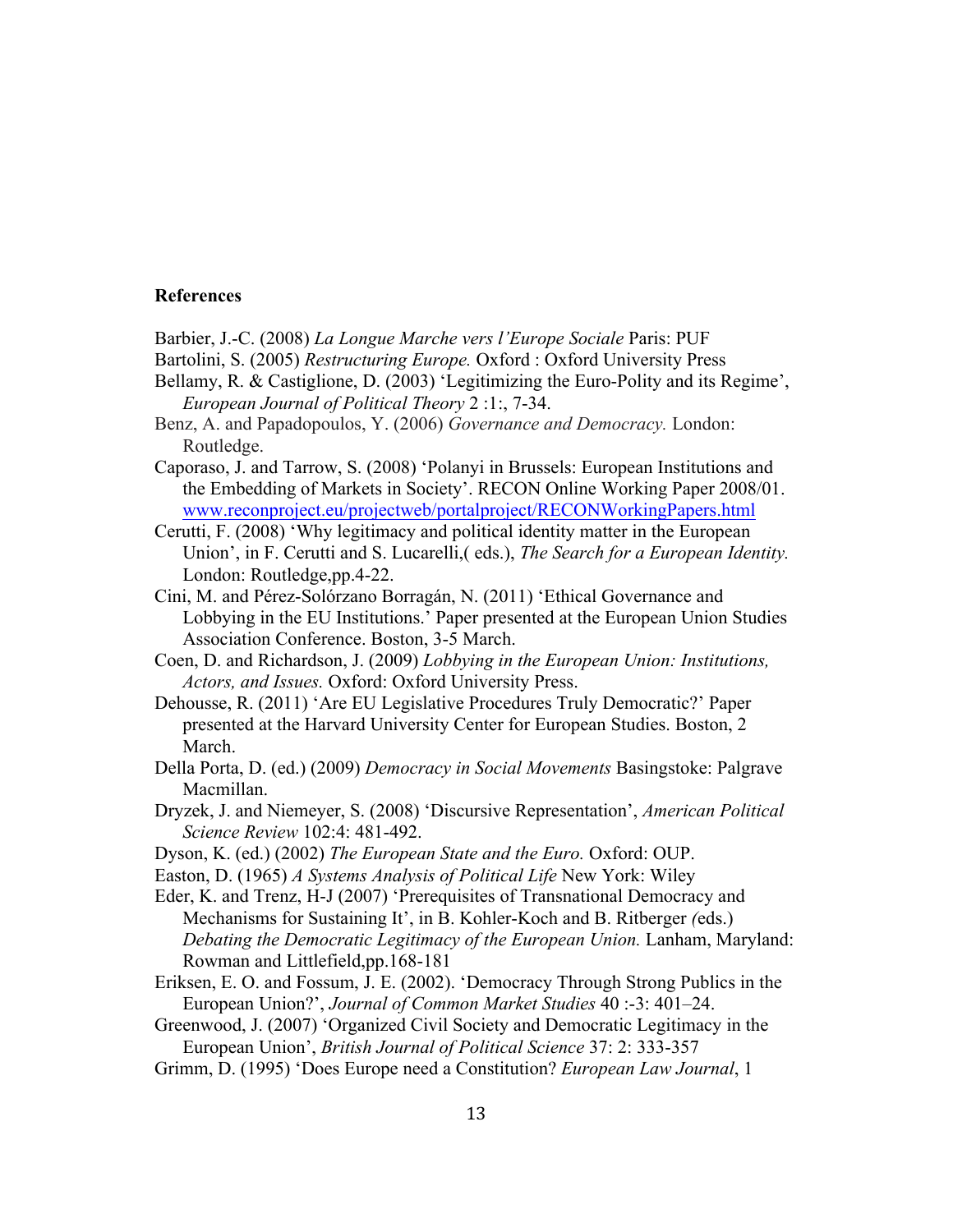**References**

Barbier, J.-C. (2008) *La Longue Marche vers l'Europe Sociale* Paris: PUF

Bartolini, S. (2005) *Restructuring Europe.* Oxford : Oxford University Press

Bellamy, R. & Castiglione, D. (2003) 'Legitimizing the Euro-Polity and its Regime', *European Journal of Political Theory* 2 :1:, 7-34.

Benz, A. and Papadopoulos, Y. (2006) *Governance and Democracy.* London: Routledge.

Caporaso, J. and Tarrow, S. (2008) 'Polanyi in Brussels: European Institutions and the Embedding of Markets in Society'. RECON Online Working Paper 2008/01. www.reconproject.eu/projectweb/portalproject/RECONWorkingPapers.html

Cerutti, F. (2008) 'Why legitimacy and political identity matter in the European Union', in F. Cerutti and S. Lucarelli,( eds.), *The Search for a European Identity.* London: Routledge,pp.4-22.

Cini, M. and Pérez-Solórzano Borragán, N. (2011) 'Ethical Governance and Lobbying in the EU Institutions.' Paper presented at the European Union Studies Association Conference. Boston, 3-5 March.

Coen, D. and Richardson, J. (2009) *Lobbying in the European Union: Institutions, Actors, and Issues.* Oxford: Oxford University Press.

Dehousse, R. (2011) 'Are EU Legislative Procedures Truly Democratic?' Paper presented at the Harvard University Center for European Studies. Boston, 2 March.

Della Porta, D. (ed.) (2009) *Democracy in Social Movements* Basingstoke: Palgrave Macmillan.

Dryzek, J. and Niemeyer, S. (2008) 'Discursive Representation', *American Political Science Review* 102:4: 481-492.

Dyson, K. (ed.) (2002) *The European State and the Euro.* Oxford: OUP.

Easton, D. (1965) *A Systems Analysis of Political Life* New York: Wiley

Eder, K. and Trenz, H-J (2007) 'Prerequisites of Transnational Democracy and Mechanisms for Sustaining It', in B. Kohler-Koch and B. Ritberger *(*eds.) *Debating the Democratic Legitimacy of the European Union.* Lanham, Maryland: Rowman and Littlefield,pp.168-181

Eriksen, E. O. and Fossum, J. E. (2002). 'Democracy Through Strong Publics in the European Union?', *Journal of Common Market Studies* 40 :-3: 401–24.

Greenwood, J. (2007) 'Organized Civil Society and Democratic Legitimacy in the European Union', *British Journal of Political Science* 37: 2: 333-357

Grimm, D. (1995) 'Does Europe need a Constitution? *European Law Journal*, 1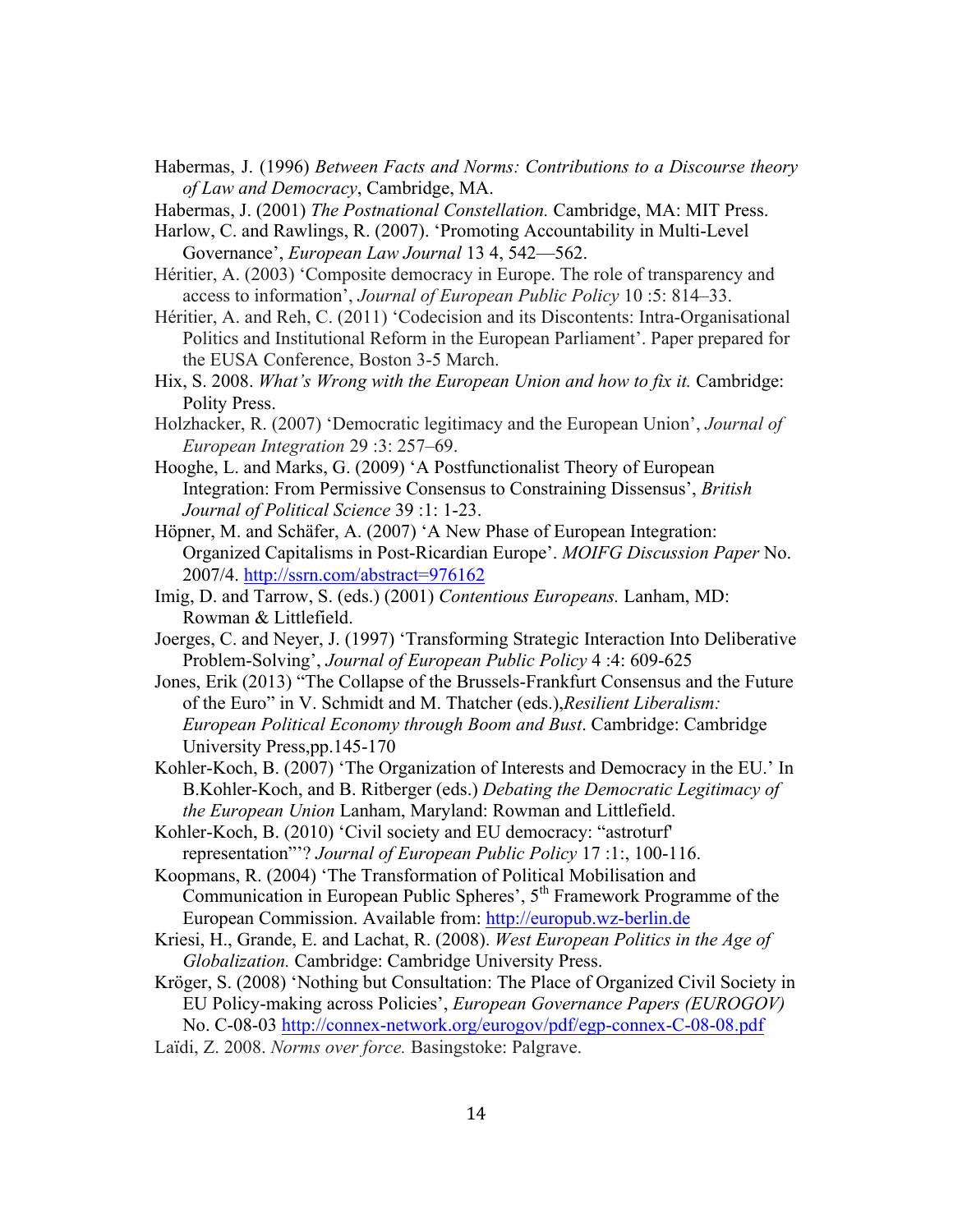Habermas, J. (1996) *Between Facts and Norms: Contributions to a Discourse theory of Law and Democracy*, Cambridge, MA.

Habermas, J. (2001) *The Postnational Constellation.* Cambridge, MA: MIT Press.

Harlow, C. and Rawlings, R. (2007). 'Promoting Accountability in Multi-Level Governance', *European Law Journal* 13 4, 542—562.

Héritier, A. (2003) 'Composite democracy in Europe. The role of transparency and access to information', *Journal of European Public Policy* 10 :5: 814–33.

Héritier, A. and Reh, C. (2011) 'Codecision and its Discontents: Intra-Organisational Politics and Institutional Reform in the European Parliament'. Paper prepared for the EUSA Conference, Boston 3-5 March.

Hix, S. 2008. *What's Wrong with the European Union and how to fix it.* Cambridge: Polity Press.

Holzhacker, R. (2007) 'Democratic legitimacy and the European Union', *Journal of European Integration* 29 :3: 257–69.

Hooghe, L. and Marks, G. (2009) 'A Postfunctionalist Theory of European Integration: From Permissive Consensus to Constraining Dissensus', *British Journal of Political Science* 39 :1: 1-23.

Höpner, M. and Schäfer, A. (2007) 'A New Phase of European Integration: Organized Capitalisms in Post-Ricardian Europe'. *MOIFG Discussion Paper* No. 2007/4. http://ssrn.com/abstract=976162

Imig, D. and Tarrow, S. (eds.) (2001) *Contentious Europeans.* Lanham, MD: Rowman & Littlefield.

Joerges, C. and Neyer, J. (1997) 'Transforming Strategic Interaction Into Deliberative Problem-Solving', *Journal of European Public Policy* 4 :4: 609-625

Jones, Erik (2013) "The Collapse of the Brussels-Frankfurt Consensus and the Future of the Euro" in V. Schmidt and M. Thatcher (eds.),*Resilient Liberalism: European Political Economy through Boom and Bust*. Cambridge: Cambridge University Press,pp.145-170

Kohler-Koch, B. (2007) 'The Organization of Interests and Democracy in the EU.' In B.Kohler-Koch, and B. Ritberger (eds.) *Debating the Democratic Legitimacy of the European Union* Lanham, Maryland: Rowman and Littlefield.

Kohler-Koch, B. (2010) 'Civil society and EU democracy: "astroturf' representation"'? *Journal of European Public Policy* 17 :1:, 100-116.

Koopmans, R. (2004) 'The Transformation of Political Mobilisation and Communication in European Public Spheres', 5th Framework Programme of the European Commission. Available from: http://europub.wz-berlin.de

Kriesi, H., Grande, E. and Lachat, R. (2008). *West European Politics in the Age of Globalization.* Cambridge: Cambridge University Press.

Kröger, S. (2008) 'Nothing but Consultation: The Place of Organized Civil Society in EU Policy-making across Policies', *European Governance Papers (EUROGOV)* No. C-08-03 http://connex-network.org/eurogov/pdf/egp-connex-C-08-08.pdf

Laïdi, Z. 2008. *Norms over force.* Basingstoke: Palgrave.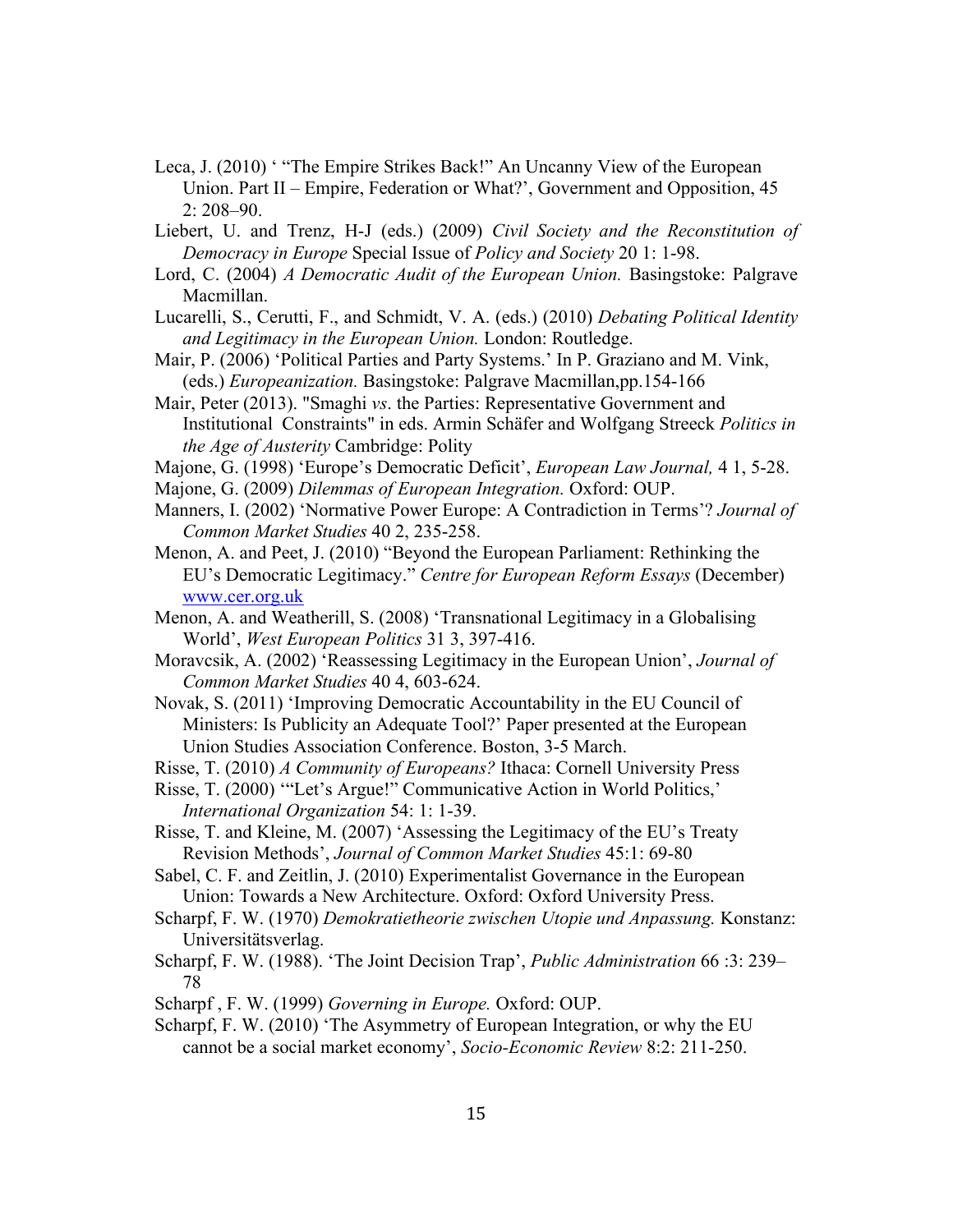Leca, J. (2010) ' "The Empire Strikes Back!" An Uncanny View of the European Union. Part II – Empire, Federation or What?', Government and Opposition, 45 2: 208–90.

Liebert, U. and Trenz, H-J (eds.) (2009) *Civil Society and the Reconstitution of Democracy in Europe* Special Issue of *Policy and Society* 20 1: 1-98.

Lord, C. (2004) *A Democratic Audit of the European Union.* Basingstoke: Palgrave Macmillan.

Lucarelli, S., Cerutti, F., and Schmidt, V. A. (eds.) (2010) *Debating Political Identity and Legitimacy in the European Union.* London: Routledge.

Mair, P. (2006) 'Political Parties and Party Systems.' In P. Graziano and M. Vink, (eds.) *Europeanization.* Basingstoke: Palgrave Macmillan,pp.154-166

Mair, Peter (2013). "Smaghi *vs*. the Parties: Representative Government and Institutional Constraints" in eds. Armin Schäfer and Wolfgang Streeck *Politics in the Age of Austerity* Cambridge: Polity

Majone, G. (1998) 'Europe's Democratic Deficit', *European Law Journal,* 4 1, 5-28.

Majone, G. (2009) *Dilemmas of European Integration.* Oxford: OUP.

Manners, I. (2002) 'Normative Power Europe: A Contradiction in Terms'? *Journal of Common Market Studies* 40 2, 235-258.

Menon, A. and Peet, J. (2010) "Beyond the European Parliament: Rethinking the EU's Democratic Legitimacy." *Centre for European Reform Essays* (December) www.cer.org.uk

Menon, A. and Weatherill, S. (2008) 'Transnational Legitimacy in a Globalising World', *West European Politics* 31 3, 397-416.

Moravcsik, A. (2002) 'Reassessing Legitimacy in the European Union', *Journal of Common Market Studies* 40 4, 603-624.

Novak, S. (2011) 'Improving Democratic Accountability in the EU Council of Ministers: Is Publicity an Adequate Tool?' Paper presented at the European Union Studies Association Conference. Boston, 3-5 March.

Risse, T. (2010) *A Community of Europeans?* Ithaca: Cornell University Press

Risse, T. (2000) '"Let's Argue!" Communicative Action in World Politics,' *International Organization* 54: 1: 1-39.

Risse, T. and Kleine, M. (2007) 'Assessing the Legitimacy of the EU's Treaty Revision Methods', *Journal of Common Market Studies* 45:1: 69-80

Sabel, C. F. and Zeitlin, J. (2010) Experimentalist Governance in the European Union: Towards a New Architecture. Oxford: Oxford University Press.

Scharpf, F. W. (1970) *Demokratietheorie zwischen Utopie und Anpassung.* Konstanz: Universitätsverlag.

Scharpf, F. W. (1988). 'The Joint Decision Trap', *Public Administration* 66 :3: 239–78

Scharpf , F. W. (1999) *Governing in Europe.* Oxford: OUP.

Scharpf, F. W. (2010) 'The Asymmetry of European Integration, or why the EU cannot be a social market economy', *Socio-Economic Review* 8:2: 211-250.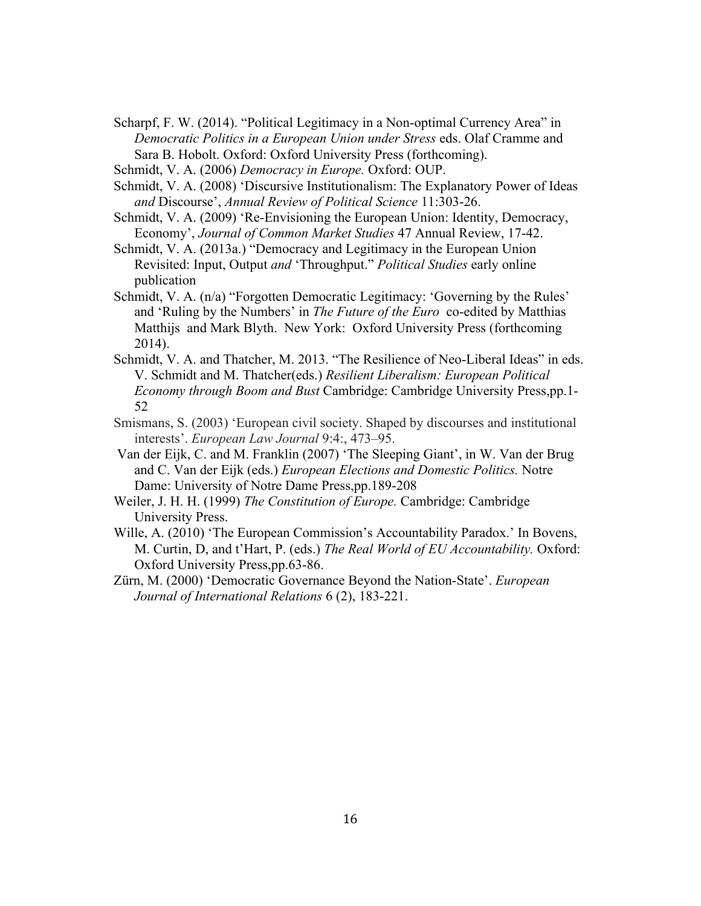Scharpf, F. W. (2014). "Political Legitimacy in a Non-optimal Currency Area" in *Democratic Politics in a European Union under Stress* eds. Olaf Cramme and Sara B. Hobolt. Oxford: Oxford University Press (forthcoming).

Schmidt, V. A. (2006) *Democracy in Europe.* Oxford: OUP.

Schmidt, V. A. (2008) 'Discursive Institutionalism: The Explanatory Power of Ideas *and* Discourse', *Annual Review of Political Science* 11:303-26.

Schmidt, V. A. (2009) 'Re-Envisioning the European Union: Identity, Democracy, Economy', *Journal of Common Market Studies* 47 Annual Review, 17-42.

Schmidt, V. A. (2013a.) "Democracy and Legitimacy in the European Union Revisited: Input, Output *and* 'Throughput." *Political Studies* early online publication

Schmidt, V. A. (n/a) "Forgotten Democratic Legitimacy: 'Governing by the Rules' and 'Ruling by the Numbers' in *The Future of the Euro* co-edited by Matthias Matthijs and Mark Blyth. New York: Oxford University Press (forthcoming 2014).

Schmidt, V. A. and Thatcher, M. 2013. "The Resilience of Neo-Liberal Ideas" in eds. V. Schmidt and M. Thatcher(eds.) *Resilient Liberalism: European Political Economy through Boom and Bust* Cambridge: Cambridge University Press,pp.1-52

Smismans, S. (2003) 'European civil society. Shaped by discourses and institutional interests'. *European Law Journal* 9:4:, 473–95.

Van der Eijk, C. and M. Franklin (2007) 'The Sleeping Giant', in W. Van der Brug and C. Van der Eijk (eds.) *European Elections and Domestic Politics.* Notre Dame: University of Notre Dame Press,pp.189-208

Weiler, J. H. H. (1999) *The Constitution of Europe.* Cambridge: Cambridge University Press.

Wille, A. (2010) 'The European Commission's Accountability Paradox.' In Bovens, M. Curtin, D, and t'Hart, P. (eds.) *The Real World of EU Accountability.* Oxford: Oxford University Press,pp.63-86.

Zürn, M. (2000) 'Democratic Governance Beyond the Nation-State'. *European Journal of International Relations* 6 (2), 183-221.